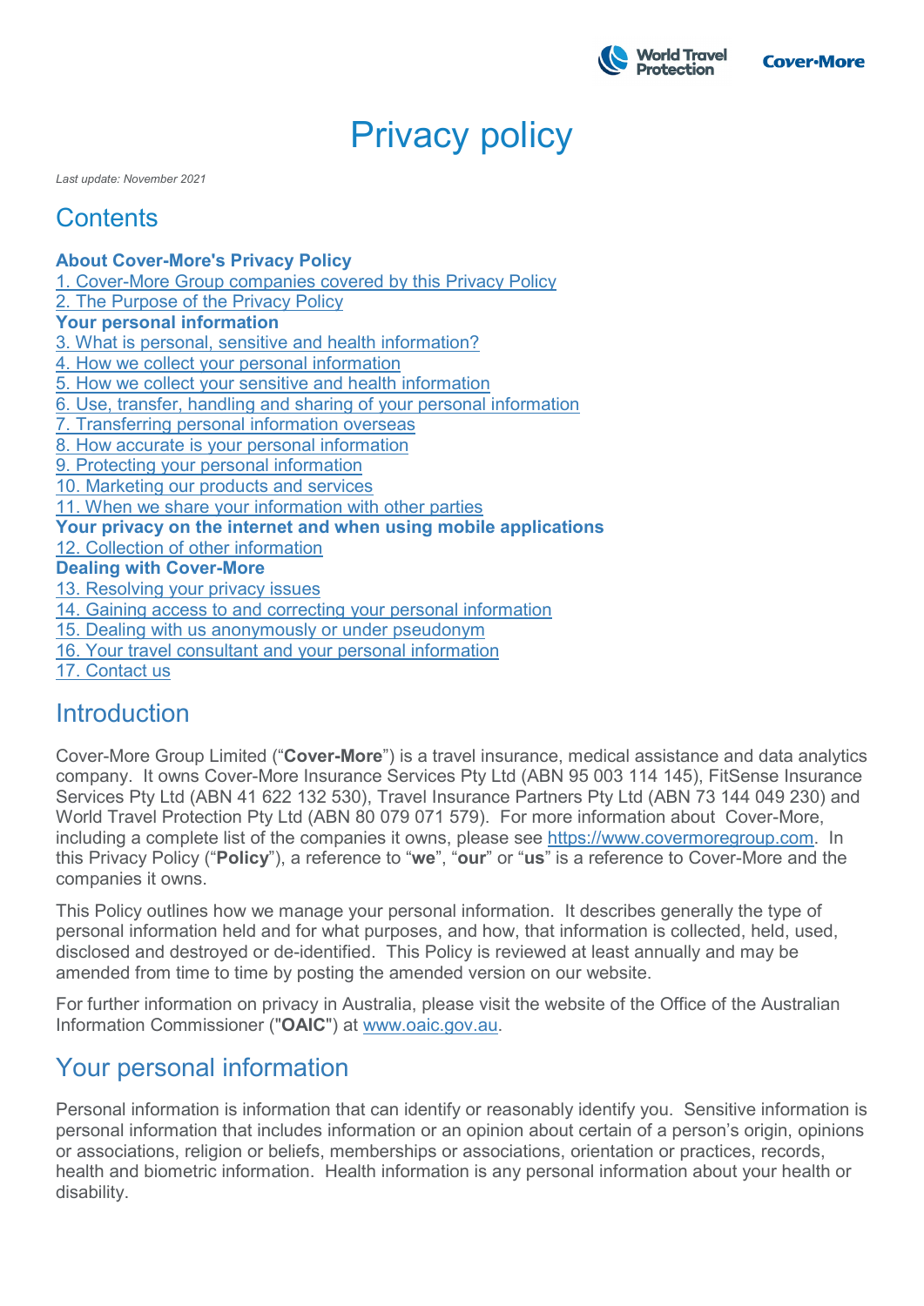# Privacy policy

*Last update: November 2021*

## Contents

**About Cover-More's Privacy Policy**
1. Cover-More Group companies covered by this Privacy Policy
2. The Purpose of the Privacy Policy

**Your personal information**
3. What is personal, sensitive and health information?
4. How we collect your personal information
5. How we collect your sensitive and health information
6. Use, transfer, handling and sharing of your personal information
7. Transferring personal information overseas
8. How accurate is your personal information
9. Protecting your personal information
10. Marketing our products and services
11. When we share your information with other parties

**Your privacy on the internet and when using mobile applications**
12. Collection of other information

**Dealing with Cover-More**
13. Resolving your privacy issues
14. Gaining access to and correcting your personal information
15. Dealing with us anonymously or under pseudonym
16. Your travel consultant and your personal information
17. Contact us

## Introduction

Cover-More Group Limited ("**Cover-More**") is a travel insurance, medical assistance and data analytics company. It owns Cover-More Insurance Services Pty Ltd (ABN 95 003 114 145), FitSense Insurance Services Pty Ltd (ABN 41 622 132 530), Travel Insurance Partners Pty Ltd (ABN 73 144 049 230) and World Travel Protection Pty Ltd (ABN 80 079 071 579). For more information about Cover-More, including a complete list of the companies it owns, please see https://www.covermoregroup.com. In this Privacy Policy ("**Policy**"), a reference to "**we**", "**our**" or "**us**" is a reference to Cover-More and the companies it owns.

This Policy outlines how we manage your personal information. It describes generally the type of personal information held and for what purposes, and how, that information is collected, held, used, disclosed and destroyed or de-identified. This Policy is reviewed at least annually and may be amended from time to time by posting the amended version on our website.

For further information on privacy in Australia, please visit the website of the Office of the Australian Information Commissioner ("**OAIC**") at www.oaic.gov.au.

## Your personal information

Personal information is information that can identify or reasonably identify you. Sensitive information is personal information that includes information or an opinion about certain of a person's origin, opinions or associations, religion or beliefs, memberships or associations, orientation or practices, records, health and biometric information. Health information is any personal information about your health or disability.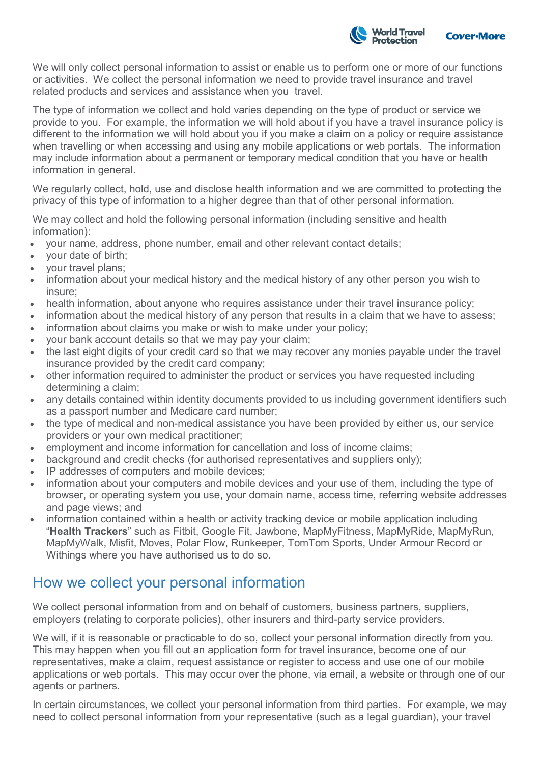We will only collect personal information to assist or enable us to perform one or more of our functions or activities. We collect the personal information we need to provide travel insurance and travel related products and services and assistance when you travel.

The type of information we collect and hold varies depending on the type of product or service we provide to you. For example, the information we will hold about if you have a travel insurance policy is different to the information we will hold about you if you make a claim on a policy or require assistance when travelling or when accessing and using any mobile applications or web portals. The information may include information about a permanent or temporary medical condition that you have or health information in general.

We regularly collect, hold, use and disclose health information and we are committed to protecting the privacy of this type of information to a higher degree than that of other personal information.

We may collect and hold the following personal information (including sensitive and health information):

- your name, address, phone number, email and other relevant contact details;
- your date of birth;
- your travel plans;
- information about your medical history and the medical history of any other person you wish to insure;
- health information, about anyone who requires assistance under their travel insurance policy;
- information about the medical history of any person that results in a claim that we have to assess;
- information about claims you make or wish to make under your policy;
- your bank account details so that we may pay your claim;
- the last eight digits of your credit card so that we may recover any monies payable under the travel insurance provided by the credit card company;
- other information required to administer the product or services you have requested including determining a claim;
- any details contained within identity documents provided to us including government identifiers such as a passport number and Medicare card number;
- the type of medical and non-medical assistance you have been provided by either us, our service providers or your own medical practitioner;
- employment and income information for cancellation and loss of income claims;
- background and credit checks (for authorised representatives and suppliers only);
- IP addresses of computers and mobile devices;
- information about your computers and mobile devices and your use of them, including the type of browser, or operating system you use, your domain name, access time, referring website addresses and page views; and
- information contained within a health or activity tracking device or mobile application including "**Health Trackers**" such as Fitbit, Google Fit, Jawbone, MapMyFitness, MapMyRide, MapMyRun, MapMyWalk, Misfit, Moves, Polar Flow, Runkeeper, TomTom Sports, Under Armour Record or Withings where you have authorised us to do so.

## How we collect your personal information

We collect personal information from and on behalf of customers, business partners, suppliers, employers (relating to corporate policies), other insurers and third-party service providers.

We will, if it is reasonable or practicable to do so, collect your personal information directly from you. This may happen when you fill out an application form for travel insurance, become one of our representatives, make a claim, request assistance or register to access and use one of our mobile applications or web portals. This may occur over the phone, via email, a website or through one of our agents or partners.

In certain circumstances, we collect your personal information from third parties. For example, we may need to collect personal information from your representative (such as a legal guardian), your travel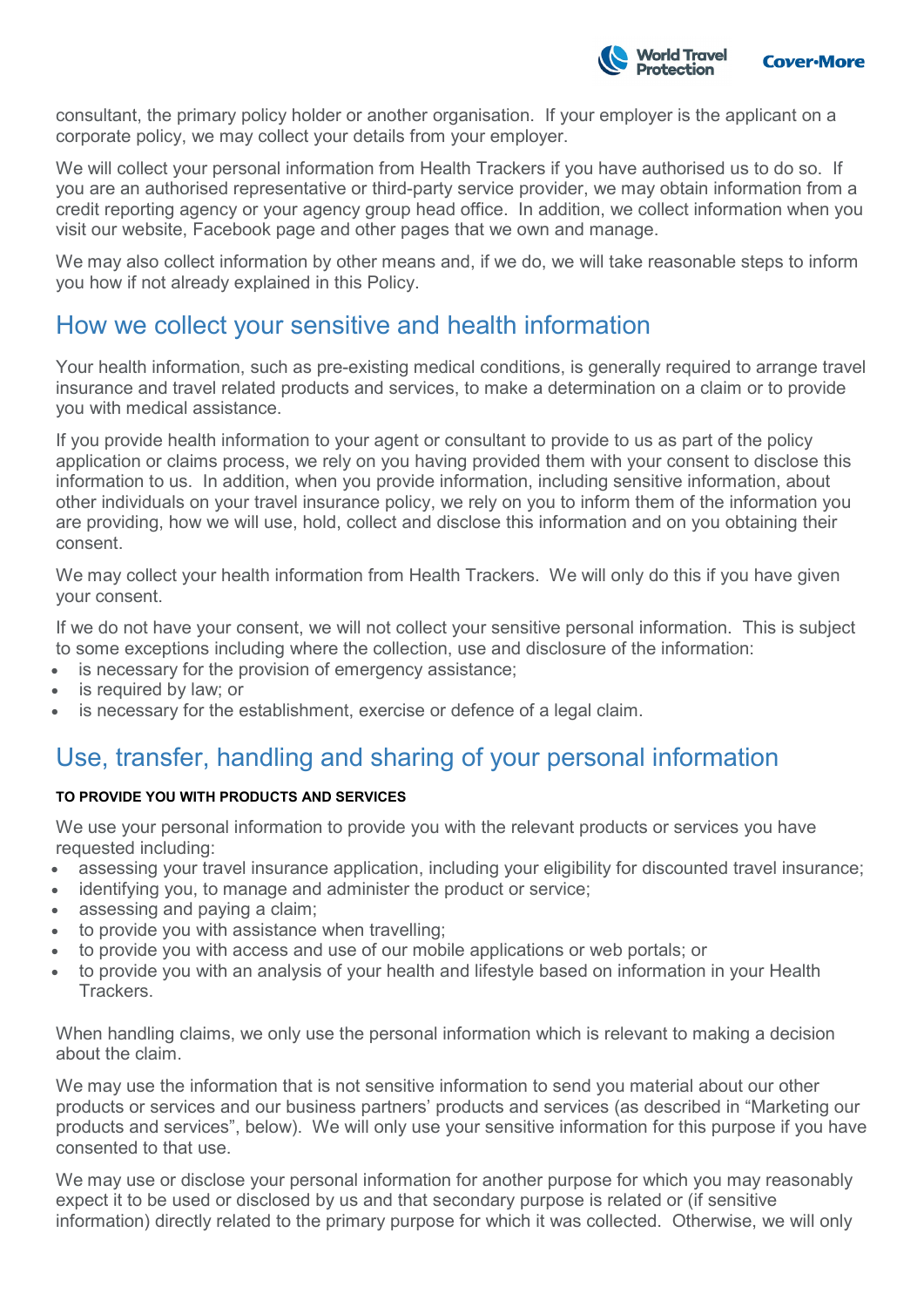consultant, the primary policy holder or another organisation. If your employer is the applicant on a corporate policy, we may collect your details from your employer.

We will collect your personal information from Health Trackers if you have authorised us to do so. If you are an authorised representative or third-party service provider, we may obtain information from a credit reporting agency or your agency group head office. In addition, we collect information when you visit our website, Facebook page and other pages that we own and manage.

We may also collect information by other means and, if we do, we will take reasonable steps to inform you how if not already explained in this Policy.

## How we collect your sensitive and health information

Your health information, such as pre-existing medical conditions, is generally required to arrange travel insurance and travel related products and services, to make a determination on a claim or to provide you with medical assistance.

If you provide health information to your agent or consultant to provide to us as part of the policy application or claims process, we rely on you having provided them with your consent to disclose this information to us. In addition, when you provide information, including sensitive information, about other individuals on your travel insurance policy, we rely on you to inform them of the information you are providing, how we will use, hold, collect and disclose this information and on you obtaining their consent.

We may collect your health information from Health Trackers. We will only do this if you have given your consent.

If we do not have your consent, we will not collect your sensitive personal information. This is subject to some exceptions including where the collection, use and disclosure of the information:

- is necessary for the provision of emergency assistance;
- is required by law; or
- is necessary for the establishment, exercise or defence of a legal claim.

## Use, transfer, handling and sharing of your personal information

#### TO PROVIDE YOU WITH PRODUCTS AND SERVICES

We use your personal information to provide you with the relevant products or services you have requested including:

- assessing your travel insurance application, including your eligibility for discounted travel insurance;
- identifying you, to manage and administer the product or service;
- assessing and paying a claim;
- to provide you with assistance when travelling;
- to provide you with access and use of our mobile applications or web portals; or
- to provide you with an analysis of your health and lifestyle based on information in your Health Trackers.

When handling claims, we only use the personal information which is relevant to making a decision about the claim.

We may use the information that is not sensitive information to send you material about our other products or services and our business partners' products and services (as described in "Marketing our products and services", below). We will only use your sensitive information for this purpose if you have consented to that use.

We may use or disclose your personal information for another purpose for which you may reasonably expect it to be used or disclosed by us and that secondary purpose is related or (if sensitive information) directly related to the primary purpose for which it was collected. Otherwise, we will only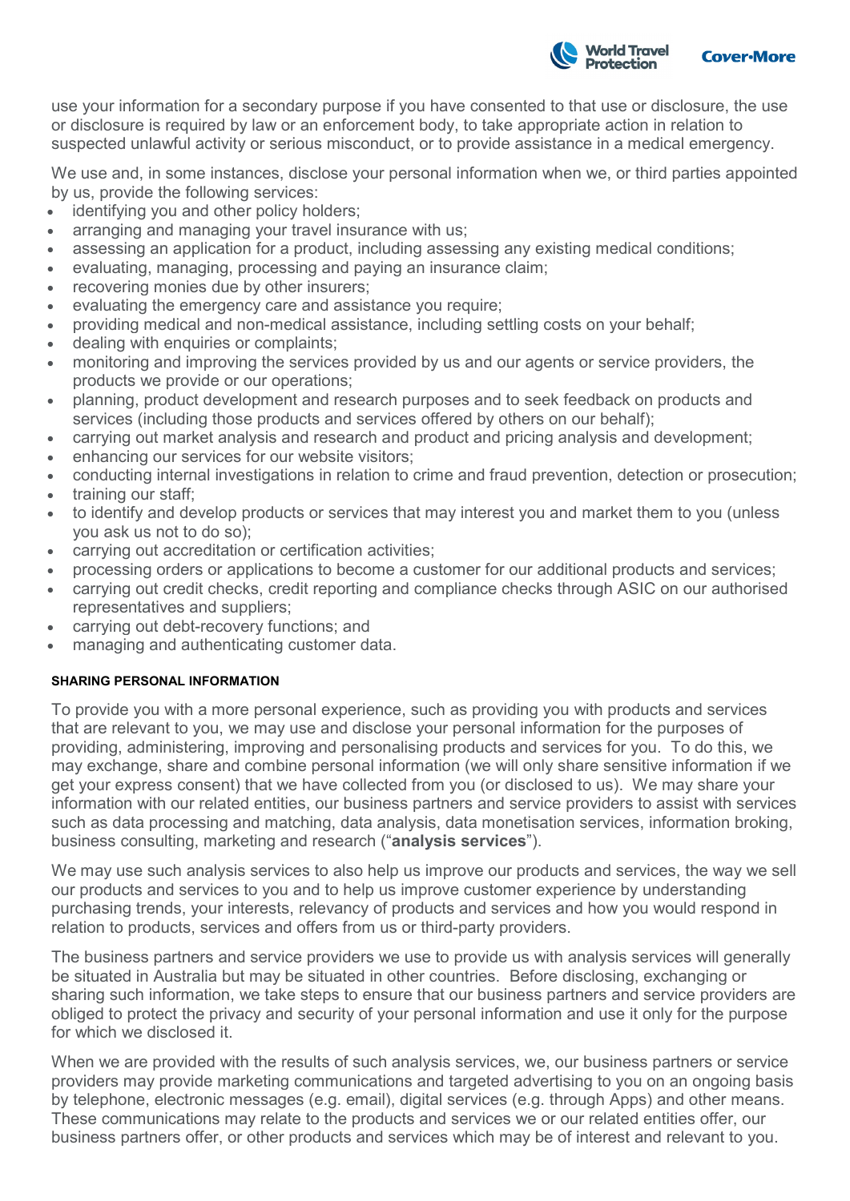use your information for a secondary purpose if you have consented to that use or disclosure, the use or disclosure is required by law or an enforcement body, to take appropriate action in relation to suspected unlawful activity or serious misconduct, or to provide assistance in a medical emergency.

We use and, in some instances, disclose your personal information when we, or third parties appointed by us, provide the following services:

- identifying you and other policy holders;
- arranging and managing your travel insurance with us;
- assessing an application for a product, including assessing any existing medical conditions;
- evaluating, managing, processing and paying an insurance claim;
- recovering monies due by other insurers;
- evaluating the emergency care and assistance you require;
- providing medical and non-medical assistance, including settling costs on your behalf;
- dealing with enquiries or complaints;
- monitoring and improving the services provided by us and our agents or service providers, the products we provide or our operations;
- planning, product development and research purposes and to seek feedback on products and services (including those products and services offered by others on our behalf);
- carrying out market analysis and research and product and pricing analysis and development;
- enhancing our services for our website visitors;
- conducting internal investigations in relation to crime and fraud prevention, detection or prosecution;
- training our staff;
- to identify and develop products or services that may interest you and market them to you (unless you ask us not to do so);
- carrying out accreditation or certification activities;
- processing orders or applications to become a customer for our additional products and services;
- carrying out credit checks, credit reporting and compliance checks through ASIC on our authorised representatives and suppliers;
- carrying out debt-recovery functions; and
- managing and authenticating customer data.

#### SHARING PERSONAL INFORMATION

To provide you with a more personal experience, such as providing you with products and services that are relevant to you, we may use and disclose your personal information for the purposes of providing, administering, improving and personalising products and services for you. To do this, we may exchange, share and combine personal information (we will only share sensitive information if we get your express consent) that we have collected from you (or disclosed to us). We may share your information with our related entities, our business partners and service providers to assist with services such as data processing and matching, data analysis, data monetisation services, information broking, business consulting, marketing and research ("**analysis services**").

We may use such analysis services to also help us improve our products and services, the way we sell our products and services to you and to help us improve customer experience by understanding purchasing trends, your interests, relevancy of products and services and how you would respond in relation to products, services and offers from us or third-party providers.

The business partners and service providers we use to provide us with analysis services will generally be situated in Australia but may be situated in other countries. Before disclosing, exchanging or sharing such information, we take steps to ensure that our business partners and service providers are obliged to protect the privacy and security of your personal information and use it only for the purpose for which we disclosed it.

When we are provided with the results of such analysis services, we, our business partners or service providers may provide marketing communications and targeted advertising to you on an ongoing basis by telephone, electronic messages (e.g. email), digital services (e.g. through Apps) and other means. These communications may relate to the products and services we or our related entities offer, our business partners offer, or other products and services which may be of interest and relevant to you.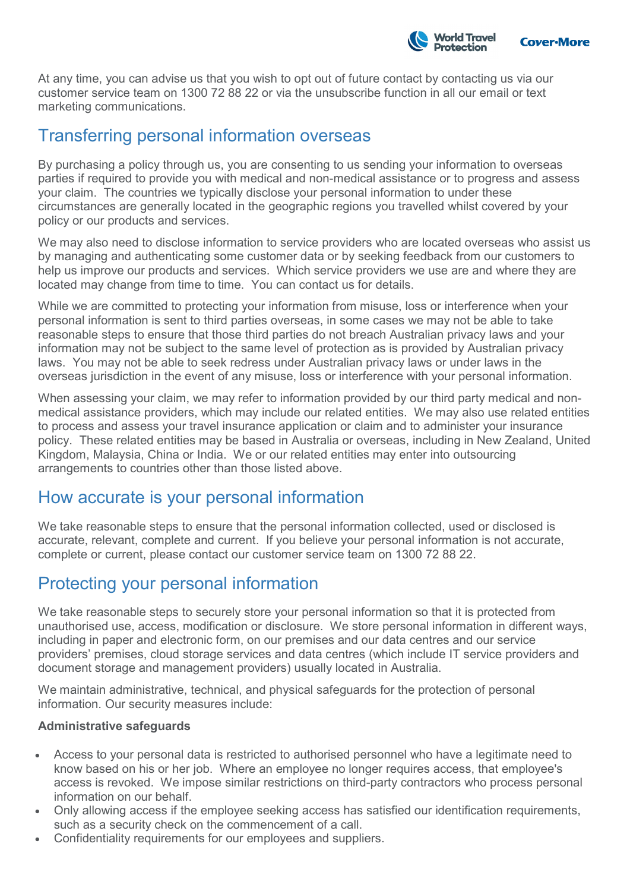At any time, you can advise us that you wish to opt out of future contact by contacting us via our customer service team on 1300 72 88 22 or via the unsubscribe function in all our email or text marketing communications.

## Transferring personal information overseas

By purchasing a policy through us, you are consenting to us sending your information to overseas parties if required to provide you with medical and non-medical assistance or to progress and assess your claim. The countries we typically disclose your personal information to under these circumstances are generally located in the geographic regions you travelled whilst covered by your policy or our products and services.

We may also need to disclose information to service providers who are located overseas who assist us by managing and authenticating some customer data or by seeking feedback from our customers to help us improve our products and services. Which service providers we use are and where they are located may change from time to time. You can contact us for details.

While we are committed to protecting your information from misuse, loss or interference when your personal information is sent to third parties overseas, in some cases we may not be able to take reasonable steps to ensure that those third parties do not breach Australian privacy laws and your information may not be subject to the same level of protection as is provided by Australian privacy laws. You may not be able to seek redress under Australian privacy laws or under laws in the overseas jurisdiction in the event of any misuse, loss or interference with your personal information.

When assessing your claim, we may refer to information provided by our third party medical and non-medical assistance providers, which may include our related entities. We may also use related entities to process and assess your travel insurance application or claim and to administer your insurance policy. These related entities may be based in Australia or overseas, including in New Zealand, United Kingdom, Malaysia, China or India. We or our related entities may enter into outsourcing arrangements to countries other than those listed above.

## How accurate is your personal information

We take reasonable steps to ensure that the personal information collected, used or disclosed is accurate, relevant, complete and current. If you believe your personal information is not accurate, complete or current, please contact our customer service team on 1300 72 88 22.

## Protecting your personal information

We take reasonable steps to securely store your personal information so that it is protected from unauthorised use, access, modification or disclosure. We store personal information in different ways, including in paper and electronic form, on our premises and our data centres and our service providers' premises, cloud storage services and data centres (which include IT service providers and document storage and management providers) usually located in Australia.

We maintain administrative, technical, and physical safeguards for the protection of personal information. Our security measures include:

**Administrative safeguards**

- Access to your personal data is restricted to authorised personnel who have a legitimate need to know based on his or her job. Where an employee no longer requires access, that employee's access is revoked. We impose similar restrictions on third-party contractors who process personal information on our behalf.
- Only allowing access if the employee seeking access has satisfied our identification requirements, such as a security check on the commencement of a call.
- Confidentiality requirements for our employees and suppliers.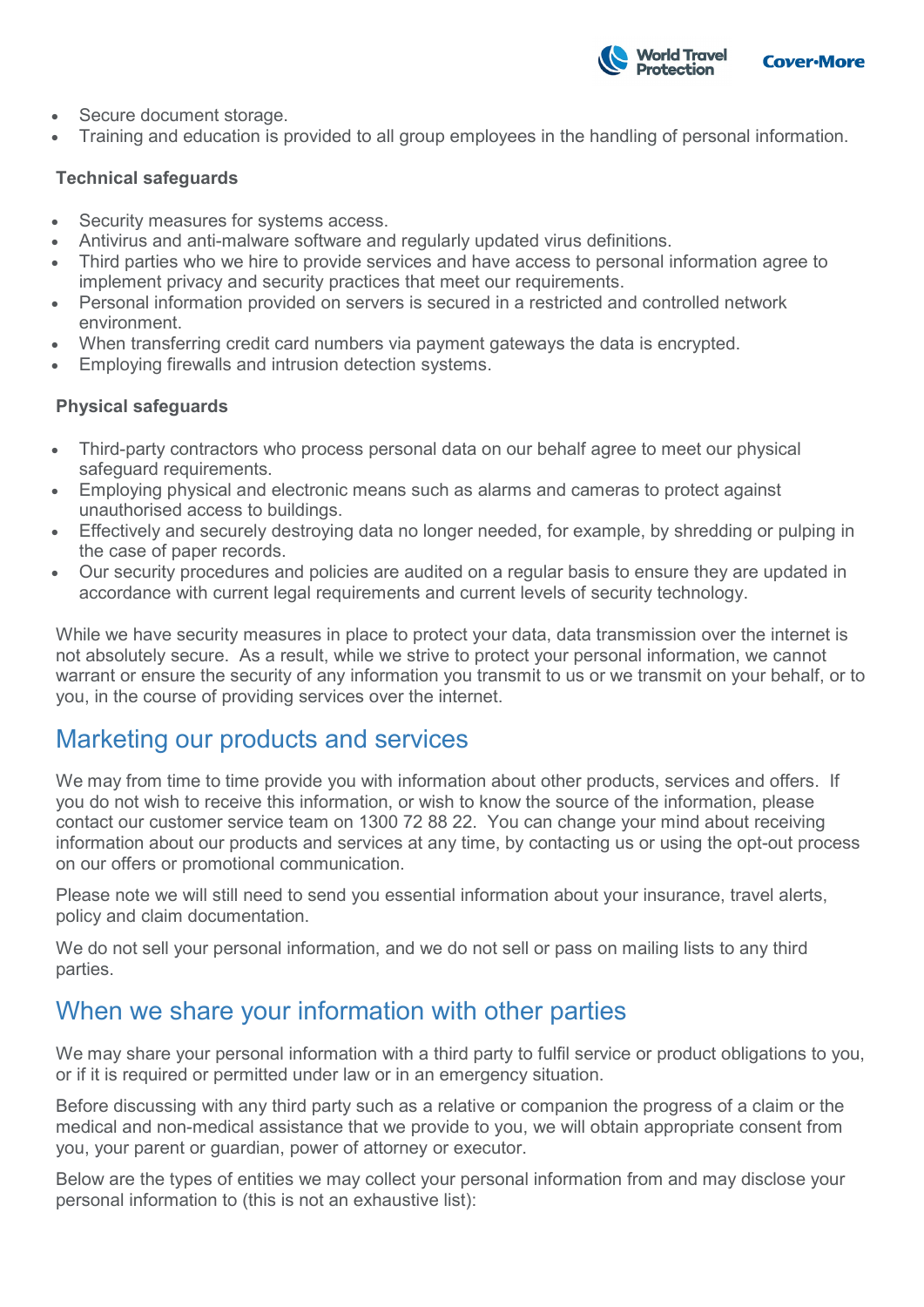- Secure document storage.
- Training and education is provided to all group employees in the handling of personal information.

**Technical safeguards**

- Security measures for systems access.
- Antivirus and anti-malware software and regularly updated virus definitions.
- Third parties who we hire to provide services and have access to personal information agree to implement privacy and security practices that meet our requirements.
- Personal information provided on servers is secured in a restricted and controlled network environment.
- When transferring credit card numbers via payment gateways the data is encrypted.
- Employing firewalls and intrusion detection systems.

**Physical safeguards**

- Third-party contractors who process personal data on our behalf agree to meet our physical safeguard requirements.
- Employing physical and electronic means such as alarms and cameras to protect against unauthorised access to buildings.
- Effectively and securely destroying data no longer needed, for example, by shredding or pulping in the case of paper records.
- Our security procedures and policies are audited on a regular basis to ensure they are updated in accordance with current legal requirements and current levels of security technology.

While we have security measures in place to protect your data, data transmission over the internet is not absolutely secure. As a result, while we strive to protect your personal information, we cannot warrant or ensure the security of any information you transmit to us or we transmit on your behalf, or to you, in the course of providing services over the internet.

## Marketing our products and services

We may from time to time provide you with information about other products, services and offers. If you do not wish to receive this information, or wish to know the source of the information, please contact our customer service team on 1300 72 88 22. You can change your mind about receiving information about our products and services at any time, by contacting us or using the opt-out process on our offers or promotional communication.

Please note we will still need to send you essential information about your insurance, travel alerts, policy and claim documentation.

We do not sell your personal information, and we do not sell or pass on mailing lists to any third parties.

## When we share your information with other parties

We may share your personal information with a third party to fulfil service or product obligations to you, or if it is required or permitted under law or in an emergency situation.

Before discussing with any third party such as a relative or companion the progress of a claim or the medical and non-medical assistance that we provide to you, we will obtain appropriate consent from you, your parent or guardian, power of attorney or executor.

Below are the types of entities we may collect your personal information from and may disclose your personal information to (this is not an exhaustive list):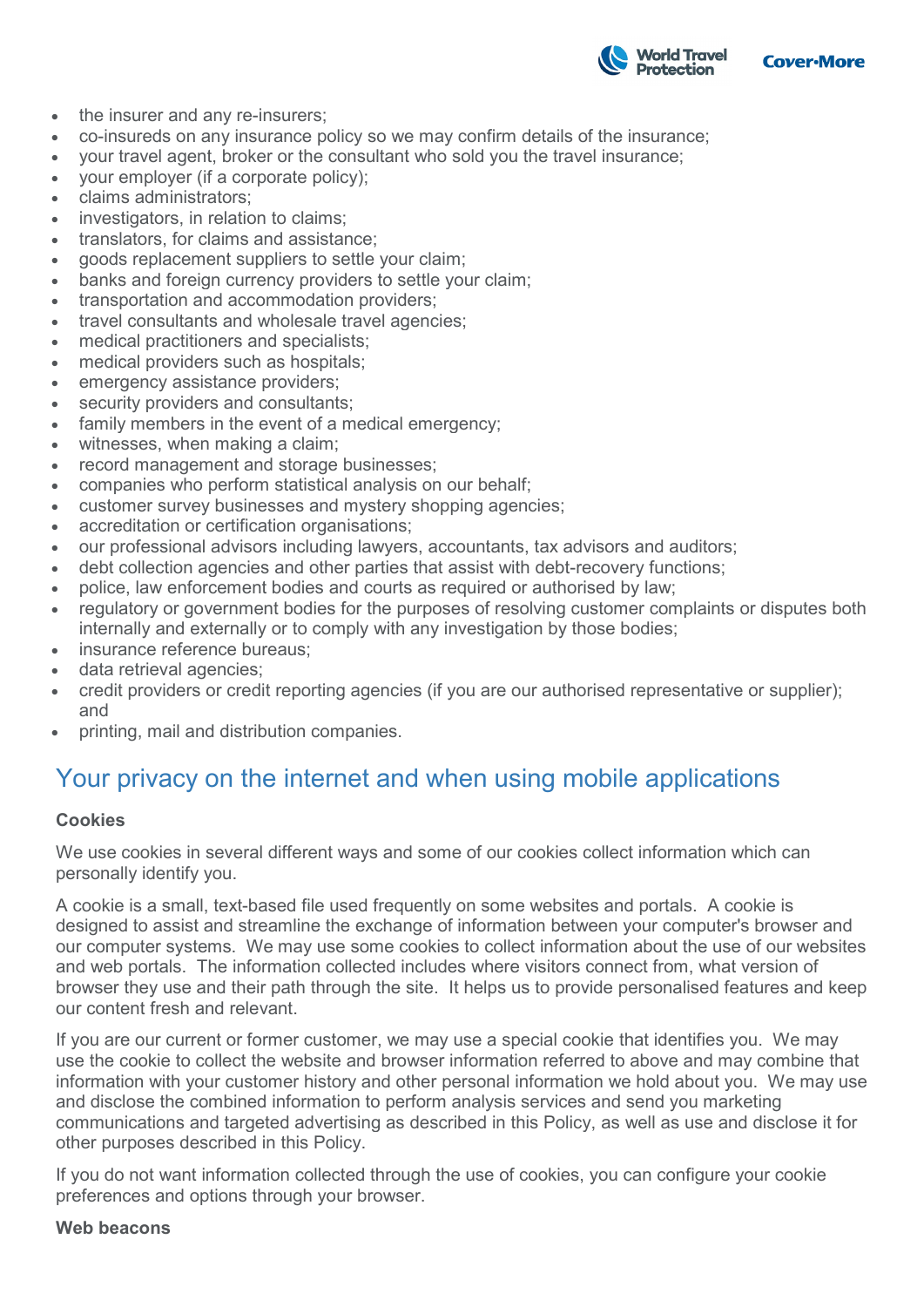- the insurer and any re-insurers;
- co-insureds on any insurance policy so we may confirm details of the insurance;
- your travel agent, broker or the consultant who sold you the travel insurance;
- your employer (if a corporate policy);
- claims administrators;
- investigators, in relation to claims;
- translators, for claims and assistance;
- goods replacement suppliers to settle your claim;
- banks and foreign currency providers to settle your claim;
- transportation and accommodation providers;
- travel consultants and wholesale travel agencies;
- medical practitioners and specialists;
- medical providers such as hospitals;
- emergency assistance providers;
- security providers and consultants;
- family members in the event of a medical emergency;
- witnesses, when making a claim;
- record management and storage businesses;
- companies who perform statistical analysis on our behalf;
- customer survey businesses and mystery shopping agencies;
- accreditation or certification organisations;
- our professional advisors including lawyers, accountants, tax advisors and auditors;
- debt collection agencies and other parties that assist with debt-recovery functions;
- police, law enforcement bodies and courts as required or authorised by law;
- regulatory or government bodies for the purposes of resolving customer complaints or disputes both internally and externally or to comply with any investigation by those bodies;
- insurance reference bureaus;
- data retrieval agencies;
- credit providers or credit reporting agencies (if you are our authorised representative or supplier); and
- printing, mail and distribution companies.

## Your privacy on the internet and when using mobile applications

**Cookies**

We use cookies in several different ways and some of our cookies collect information which can personally identify you.

A cookie is a small, text-based file used frequently on some websites and portals. A cookie is designed to assist and streamline the exchange of information between your computer's browser and our computer systems. We may use some cookies to collect information about the use of our websites and web portals. The information collected includes where visitors connect from, what version of browser they use and their path through the site. It helps us to provide personalised features and keep our content fresh and relevant.

If you are our current or former customer, we may use a special cookie that identifies you. We may use the cookie to collect the website and browser information referred to above and may combine that information with your customer history and other personal information we hold about you. We may use and disclose the combined information to perform analysis services and send you marketing communications and targeted advertising as described in this Policy, as well as use and disclose it for other purposes described in this Policy.

If you do not want information collected through the use of cookies, you can configure your cookie preferences and options through your browser.

**Web beacons**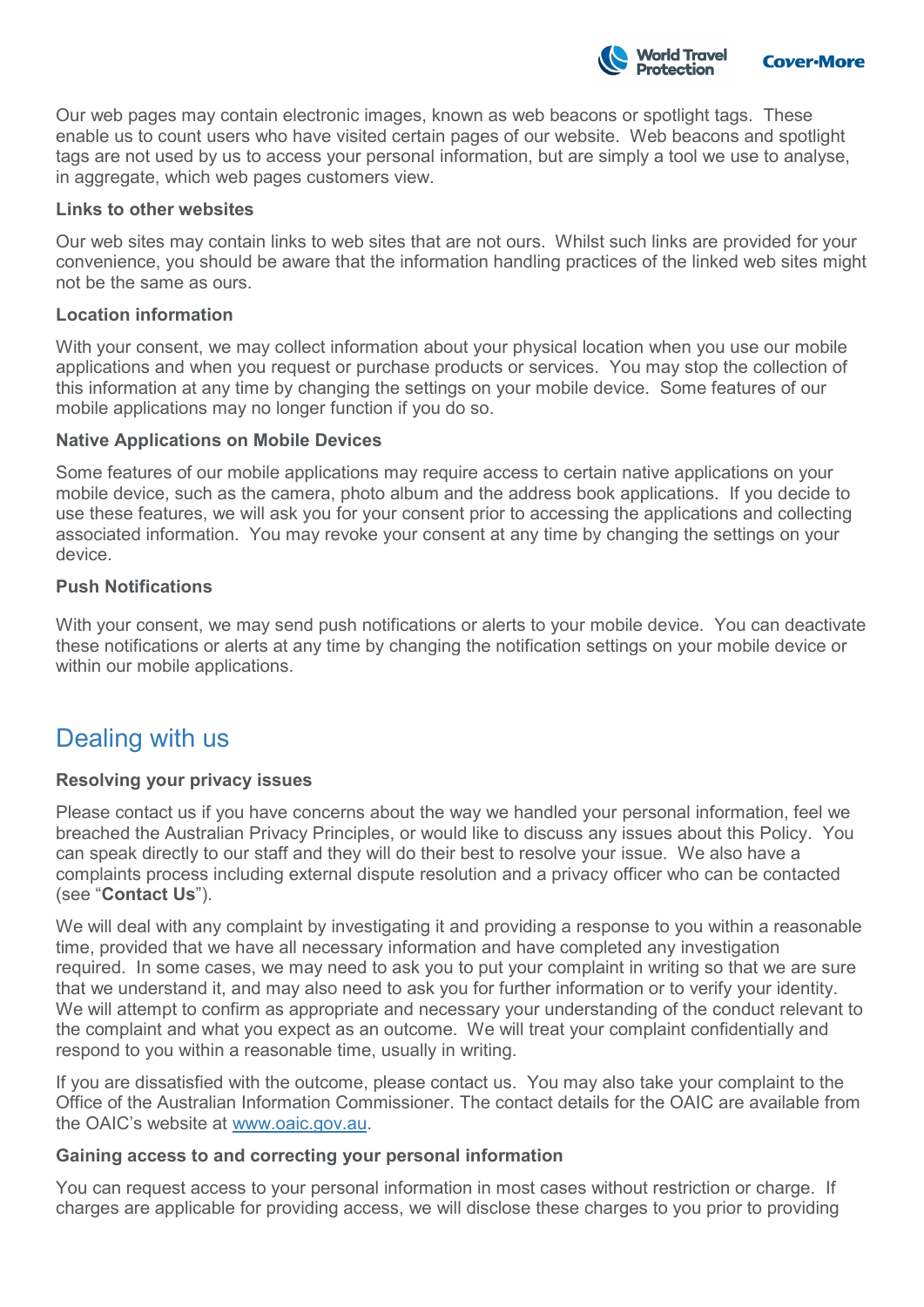Our web pages may contain electronic images, known as web beacons or spotlight tags. These enable us to count users who have visited certain pages of our website. Web beacons and spotlight tags are not used by us to access your personal information, but are simply a tool we use to analyse, in aggregate, which web pages customers view.

**Links to other websites**

Our web sites may contain links to web sites that are not ours. Whilst such links are provided for your convenience, you should be aware that the information handling practices of the linked web sites might not be the same as ours.

**Location information**

With your consent, we may collect information about your physical location when you use our mobile applications and when you request or purchase products or services. You may stop the collection of this information at any time by changing the settings on your mobile device. Some features of our mobile applications may no longer function if you do so.

**Native Applications on Mobile Devices**

Some features of our mobile applications may require access to certain native applications on your mobile device, such as the camera, photo album and the address book applications. If you decide to use these features, we will ask you for your consent prior to accessing the applications and collecting associated information. You may revoke your consent at any time by changing the settings on your device.

**Push Notifications**

With your consent, we may send push notifications or alerts to your mobile device. You can deactivate these notifications or alerts at any time by changing the notification settings on your mobile device or within our mobile applications.

## Dealing with us

**Resolving your privacy issues**

Please contact us if you have concerns about the way we handled your personal information, feel we breached the Australian Privacy Principles, or would like to discuss any issues about this Policy. You can speak directly to our staff and they will do their best to resolve your issue. We also have a complaints process including external dispute resolution and a privacy officer who can be contacted (see "**Contact Us**").

We will deal with any complaint by investigating it and providing a response to you within a reasonable time, provided that we have all necessary information and have completed any investigation required. In some cases, we may need to ask you to put your complaint in writing so that we are sure that we understand it, and may also need to ask you for further information or to verify your identity. We will attempt to confirm as appropriate and necessary your understanding of the conduct relevant to the complaint and what you expect as an outcome. We will treat your complaint confidentially and respond to you within a reasonable time, usually in writing.

If you are dissatisfied with the outcome, please contact us. You may also take your complaint to the Office of the Australian Information Commissioner. The contact details for the OAIC are available from the OAIC's website at [www.oaic.gov.au](http://www.oaic.gov.au).

**Gaining access to and correcting your personal information**

You can request access to your personal information in most cases without restriction or charge. If charges are applicable for providing access, we will disclose these charges to you prior to providing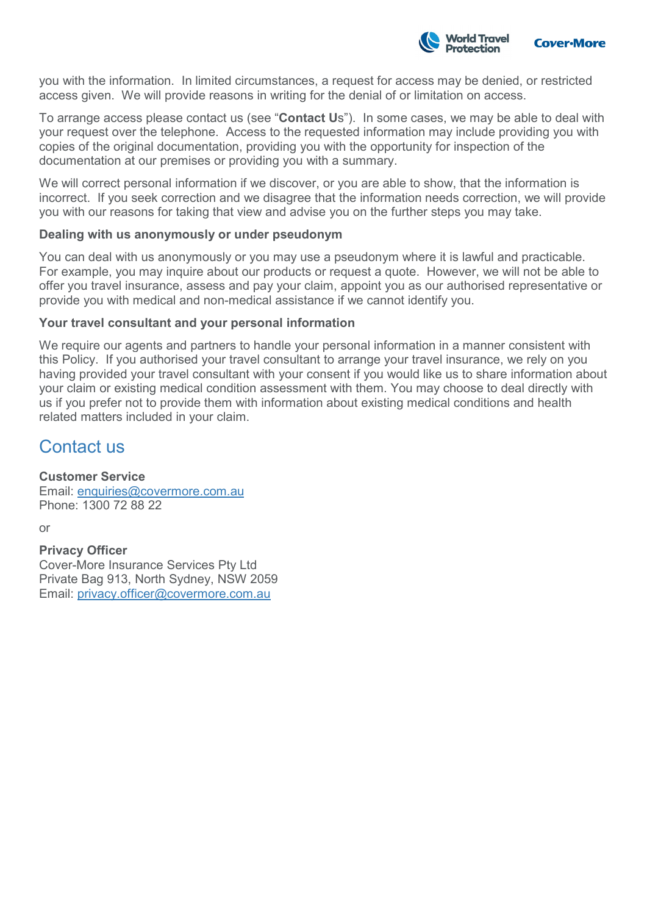you with the information. In limited circumstances, a request for access may be denied, or restricted access given. We will provide reasons in writing for the denial of or limitation on access.

To arrange access please contact us (see "**Contact U**s"). In some cases, we may be able to deal with your request over the telephone. Access to the requested information may include providing you with copies of the original documentation, providing you with the opportunity for inspection of the documentation at our premises or providing you with a summary.

We will correct personal information if we discover, or you are able to show, that the information is incorrect. If you seek correction and we disagree that the information needs correction, we will provide you with our reasons for taking that view and advise you on the further steps you may take.

**Dealing with us anonymously or under pseudonym**

You can deal with us anonymously or you may use a pseudonym where it is lawful and practicable. For example, you may inquire about our products or request a quote. However, we will not be able to offer you travel insurance, assess and pay your claim, appoint you as our authorised representative or provide you with medical and non-medical assistance if we cannot identify you.

**Your travel consultant and your personal information**

We require our agents and partners to handle your personal information in a manner consistent with this Policy. If you authorised your travel consultant to arrange your travel insurance, we rely on you having provided your travel consultant with your consent if you would like us to share information about your claim or existing medical condition assessment with them. You may choose to deal directly with us if you prefer not to provide them with information about existing medical conditions and health related matters included in your claim.

## Contact us

**Customer Service**
Email: enquiries@covermore.com.au
Phone: 1300 72 88 22

or

**Privacy Officer**
Cover-More Insurance Services Pty Ltd
Private Bag 913, North Sydney, NSW 2059
Email: privacy.officer@covermore.com.au